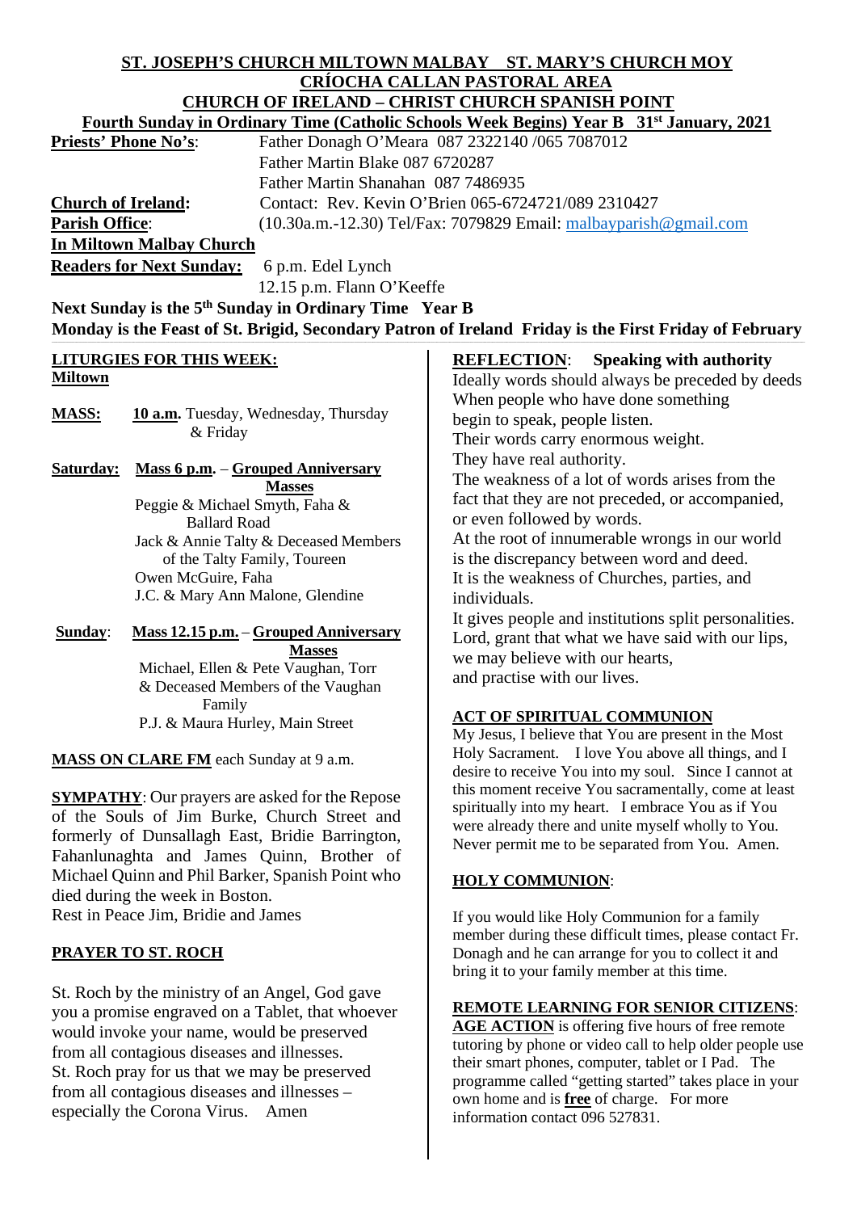**ST. JOSEPH'S CHURCH MILTOWN MALBAY ST. MARY'S CHURCH MOY**

**CRÍOCHA CALLAN PASTORAL AREA**

**CHURCH OF IRELAND – CHRIST CHURCH SPANISH POINT**

**Fourth Sunday in Ordinary Time (Catholic Schools Week Begins) Year B 31st January, 2021**

**Priests' Phone No's**: Father Donagh O'Meara 087 2322140 /065 7087012
Father Martin Blake 087 6720287
Father Martin Shanahan 087 7486935

**Church of Ireland:** Contact: Rev. Kevin O'Brien 065-6724721/089 2310427

**Parish Office**: (10.30a.m.-12.30) Tel/Fax: 7079829 Email: malbayparish@gmail.com

**In Miltown Malbay Church**

**Readers for Next Sunday:** 6 p.m. Edel Lynch
12.15 p.m. Flann O'Keeffe

**Next Sunday is the 5th Sunday in Ordinary Time Year B**

**Monday is the Feast of St. Brigid, Secondary Patron of Ireland Friday is the First Friday of February**

## LITURGIES FOR THIS WEEK:

**Miltown**

**MASS:** **10 a.m.** Tuesday, Wednesday, Thursday & Friday

**Saturday:** **Mass 6 p.m.** – **Grouped Anniversary Masses**
Peggie & Michael Smyth, Faha & Ballard Road
Jack & Annie Talty & Deceased Members of the Talty Family, Toureen
Owen McGuire, Faha
J.C. & Mary Ann Malone, Glendine

**Sunday**: **Mass 12.15 p.m.** – **Grouped Anniversary Masses**
Michael, Ellen & Pete Vaughan, Torr & Deceased Members of the Vaughan Family
P.J. & Maura Hurley, Main Street

**MASS ON CLARE FM** each Sunday at 9 a.m.

**SYMPATHY**: Our prayers are asked for the Repose of the Souls of Jim Burke, Church Street and formerly of Dunsallagh East, Bridie Barrington, Fahanlunaghta and James Quinn, Brother of Michael Quinn and Phil Barker, Spanish Point who died during the week in Boston.
Rest in Peace Jim, Bridie and James

## PRAYER TO ST. ROCH

St. Roch by the ministry of an Angel, God gave you a promise engraved on a Tablet, that whoever would invoke your name, would be preserved from all contagious diseases and illnesses.
St. Roch pray for us that we may be preserved from all contagious diseases and illnesses – especially the Corona Virus. Amen

## REFLECTION: Speaking with authority

Ideally words should always be preceded by deeds
When people who have done something
begin to speak, people listen.
Their words carry enormous weight.
They have real authority.
The weakness of a lot of words arises from the fact that they are not preceded, or accompanied, or even followed by words.
At the root of innumerable wrongs in our world is the discrepancy between word and deed.
It is the weakness of Churches, parties, and individuals.
It gives people and institutions split personalities.
Lord, grant that what we have said with our lips,
we may believe with our hearts,
and practise with our lives.

## ACT OF SPIRITUAL COMMUNION

My Jesus, I believe that You are present in the Most Holy Sacrament. I love You above all things, and I desire to receive You into my soul. Since I cannot at this moment receive You sacramentally, come at least spiritually into my heart. I embrace You as if You were already there and unite myself wholly to You. Never permit me to be separated from You. Amen.

## HOLY COMMUNION:

If you would like Holy Communion for a family member during these difficult times, please contact Fr. Donagh and he can arrange for you to collect it and bring it to your family member at this time.

## REMOTE LEARNING FOR SENIOR CITIZENS:

**AGE ACTION** is offering five hours of free remote tutoring by phone or video call to help older people use their smart phones, computer, tablet or I Pad. The programme called "getting started" takes place in your own home and is **free** of charge. For more information contact 096 527831.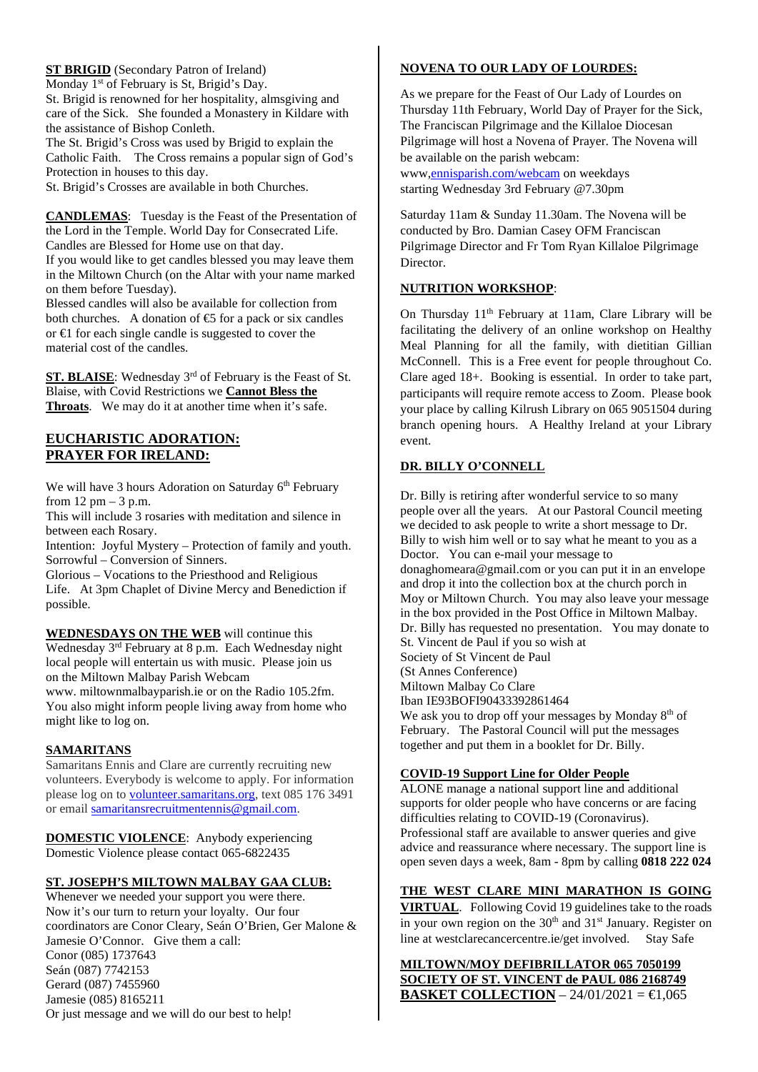**ST BRIGID** (Secondary Patron of Ireland)
Monday 1st of February is St, Brigid's Day.
St. Brigid is renowned for her hospitality, almsgiving and care of the Sick. She founded a Monastery in Kildare with the assistance of Bishop Conleth.
The St. Brigid's Cross was used by Brigid to explain the Catholic Faith. The Cross remains a popular sign of God's Protection in houses to this day.
St. Brigid's Crosses are available in both Churches.

**CANDLEMAS**: Tuesday is the Feast of the Presentation of the Lord in the Temple. World Day for Consecrated Life. Candles are Blessed for Home use on that day.
If you would like to get candles blessed you may leave them in the Miltown Church (on the Altar with your name marked on them before Tuesday).
Blessed candles will also be available for collection from both churches. A donation of €5 for a pack or six candles or €1 for each single candle is suggested to cover the material cost of the candles.

**ST. BLAISE**: Wednesday 3rd of February is the Feast of St. Blaise, with Covid Restrictions we **Cannot Bless the Throats**. We may do it at another time when it's safe.

## EUCHARISTIC ADORATION: PRAYER FOR IRELAND:

We will have 3 hours Adoration on Saturday 6th February from 12 pm – 3 p.m.
This will include 3 rosaries with meditation and silence in between each Rosary.
Intention: Joyful Mystery – Protection of family and youth. Sorrowful – Conversion of Sinners.
Glorious – Vocations to the Priesthood and Religious Life. At 3pm Chaplet of Divine Mercy and Benediction if possible.

**WEDNESDAYS ON THE WEB** will continue this Wednesday 3rd February at 8 p.m. Each Wednesday night local people will entertain us with music. Please join us on the Miltown Malbay Parish Webcam
www. miltownmalbayparish.ie or on the Radio 105.2fm.
You also might inform people living away from home who might like to log on.

**SAMARITANS**
Samaritans Ennis and Clare are currently recruiting new volunteers. Everybody is welcome to apply. For information please log on to volunteer.samaritans.org, text 085 176 3491 or email samaritansrecruitmentennis@gmail.com.

**DOMESTIC VIOLENCE**: Anybody experiencing Domestic Violence please contact 065-6822435

**ST. JOSEPH'S MILTOWN MALBAY GAA CLUB:**
Whenever we needed your support you were there.
Now it's our turn to return your loyalty. Our four coordinators are Conor Cleary, Seán O'Brien, Ger Malone & Jamesie O'Connor. Give them a call:
Conor (085) 1737643
Seán (087) 7742153
Gerard (087) 7455960
Jamesie (085) 8165211
Or just message and we will do our best to help!

**NOVENA TO OUR LADY OF LOURDES:**

As we prepare for the Feast of Our Lady of Lourdes on Thursday 11th February, World Day of Prayer for the Sick, The Franciscan Pilgrimage and the Killaloe Diocesan Pilgrimage will host a Novena of Prayer. The Novena will be available on the parish webcam:
www,ennisparish.com/webcam on weekdays starting Wednesday 3rd February @7.30pm

Saturday 11am & Sunday 11.30am. The Novena will be conducted by Bro. Damian Casey OFM Franciscan Pilgrimage Director and Fr Tom Ryan Killaloe Pilgrimage Director.

**NUTRITION WORKSHOP**:

On Thursday 11th February at 11am, Clare Library will be facilitating the delivery of an online workshop on Healthy Meal Planning for all the family, with dietitian Gillian McConnell. This is a Free event for people throughout Co. Clare aged 18+. Booking is essential. In order to take part, participants will require remote access to Zoom. Please book your place by calling Kilrush Library on 065 9051504 during branch opening hours. A Healthy Ireland at your Library event.

**DR. BILLY O'CONNELL**

Dr. Billy is retiring after wonderful service to so many people over all the years. At our Pastoral Council meeting we decided to ask people to write a short message to Dr. Billy to wish him well or to say what he meant to you as a Doctor. You can e-mail your message to donaghomeara@gmail.com or you can put it in an envelope and drop it into the collection box at the church porch in Moy or Miltown Church. You may also leave your message in the box provided in the Post Office in Miltown Malbay.
Dr. Billy has requested no presentation. You may donate to St. Vincent de Paul if you so wish at
Society of St Vincent de Paul
(St Annes Conference)
Miltown Malbay Co Clare
Iban IE93BOFI90433392861464
We ask you to drop off your messages by Monday 8th of February. The Pastoral Council will put the messages together and put them in a booklet for Dr. Billy.

**COVID-19 Support Line for Older People**
ALONE manage a national support line and additional supports for older people who have concerns or are facing difficulties relating to COVID-19 (Coronavirus). Professional staff are available to answer queries and give advice and reassurance where necessary. The support line is open seven days a week, 8am - 8pm by calling **0818 222 024**

**THE WEST CLARE MINI MARATHON IS GOING VIRTUAL**. Following Covid 19 guidelines take to the roads in your own region on the 30th and 31st January. Register on line at westclarecancercentre.ie/get involved. Stay Safe

**MILTOWN/MOY DEFIBRILLATOR 065 7050199**
**SOCIETY OF ST. VINCENT de PAUL 086 2168749**
**BASKET COLLECTION** – 24/01/2021 = €1,065